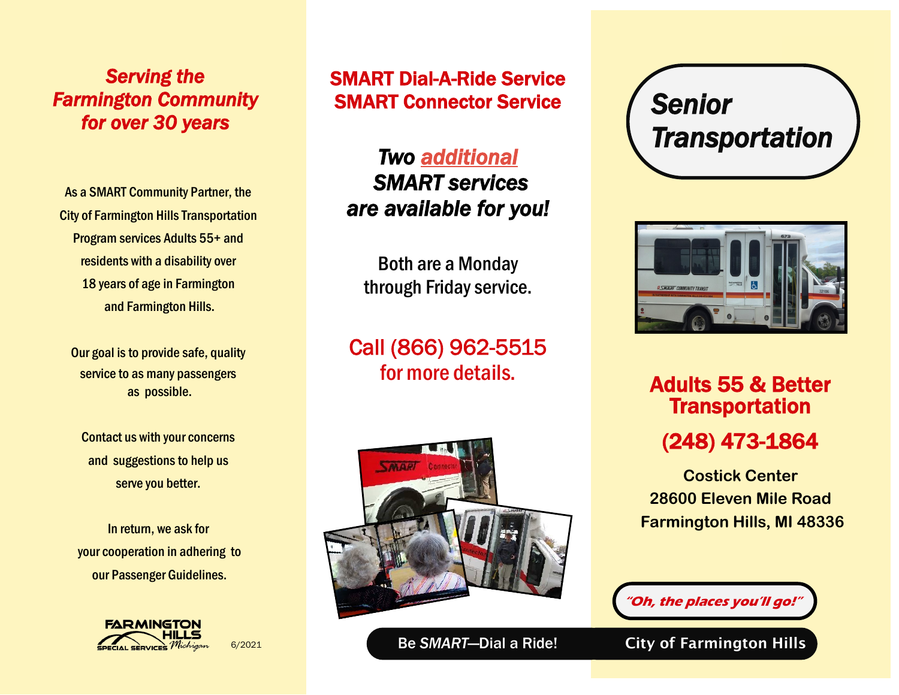*Serving the Farmington Community for over 30 years*

As a SMART Community Partner, the City of Farmington Hills Transportation Program services Adults 55+ and residents with a disability over 18 years of age in Farmington and Farmington Hills.

Our goal is to provide safe, quality service to as many passengers as possible.

Contact us with your concerns and suggestions to help us serve you better.

In return, we ask for your cooperation in adhering to our Passenger Guidelines.

FARMINGTON HILLS Michigan SPECIAL SERVICES

6/2021

## SMART Dial-A-Ride Service
## SMART Connector Service

***Two additional SMART services are available for you!***

Both are a Monday through Friday service.

**Call (866) 962-5515 for more details.**

Be *SMART*—Dial a Ride!

# *Senior Transportation*

## Adults 55 & Better Transportation

**(248) 473-1864**

**Costick Center**
**28600 Eleven Mile Road**
**Farmington Hills, MI 48336**

*"Oh, the places you'll go!"*

City of Farmington Hills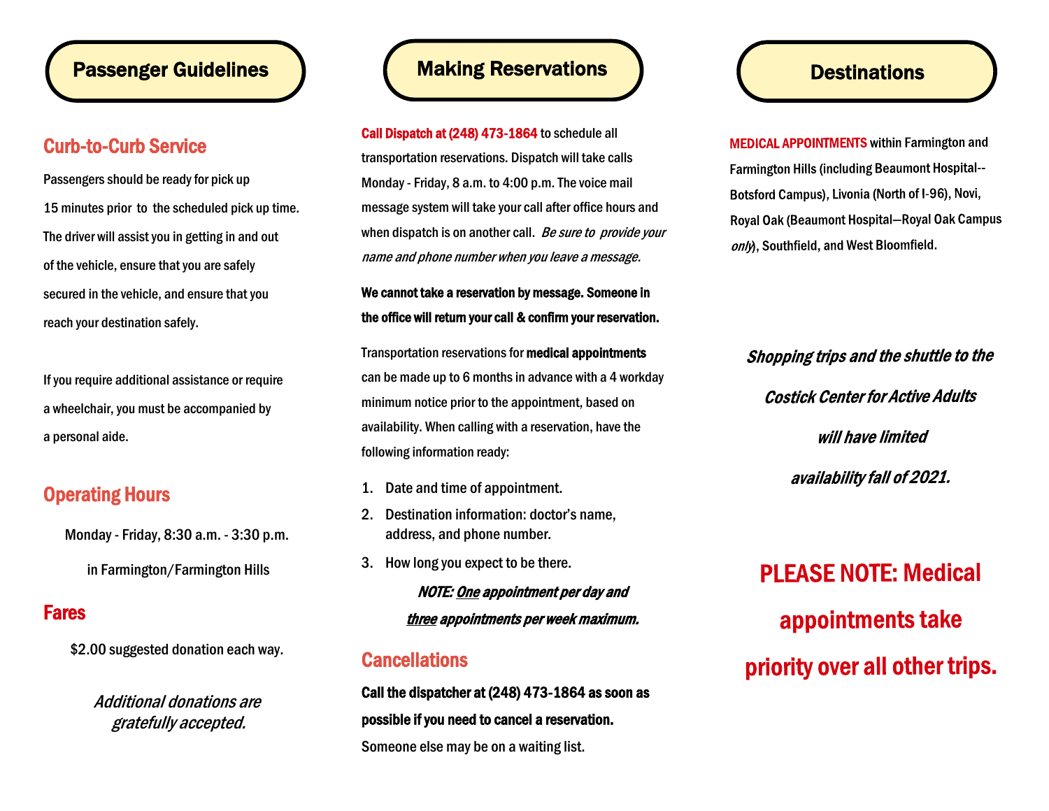## Passenger Guidelines

### Curb-to-Curb Service

Passengers should be ready for pick up 15 minutes prior to the scheduled pick up time. The driver will assist you in getting in and out of the vehicle, ensure that you are safely secured in the vehicle, and ensure that you reach your destination safely.

If you require additional assistance or require a wheelchair, you must be accompanied by a personal aide.

### Operating Hours

Monday - Friday, 8:30 a.m. - 3:30 p.m.

in Farmington/Farmington Hills

### Fares

$2.00 suggested donation each way.

*Additional donations are gratefully accepted.*

## Making Reservations

**Call Dispatch at (248) 473-1864** to schedule all transportation reservations. Dispatch will take calls Monday - Friday, 8 a.m. to 4:00 p.m. The voice mail message system will take your call after office hours and when dispatch is on another call. *Be sure to provide your name and phone number when you leave a message.*

**We cannot take a reservation by message. Someone in the office will return your call & confirm your reservation.**

Transportation reservations for **medical appointments** can be made up to 6 months in advance with a 4 workday minimum notice prior to the appointment, based on availability. When calling with a reservation, have the following information ready:

1. Date and time of appointment.
2. Destination information: doctor's name, address, and phone number.
3. How long you expect to be there.

***NOTE: One appointment per day and three appointments per week maximum.***

### Cancellations

**Call the dispatcher at (248) 473-1864 as soon as possible if you need to cancel a reservation.** Someone else may be on a waiting list.

## Destinations

**MEDICAL APPOINTMENTS** within Farmington and Farmington Hills (including Beaumont Hospital--Botsford Campus), Livonia (North of I-96), Novi, Royal Oak (Beaumont Hospital—Royal Oak Campus *only*), Southfield, and West Bloomfield.

***Shopping trips and the shuttle to the Costick Center for Active Adults will have limited availability fall of 2021.***

**PLEASE NOTE: Medical appointments take priority over all other trips.**